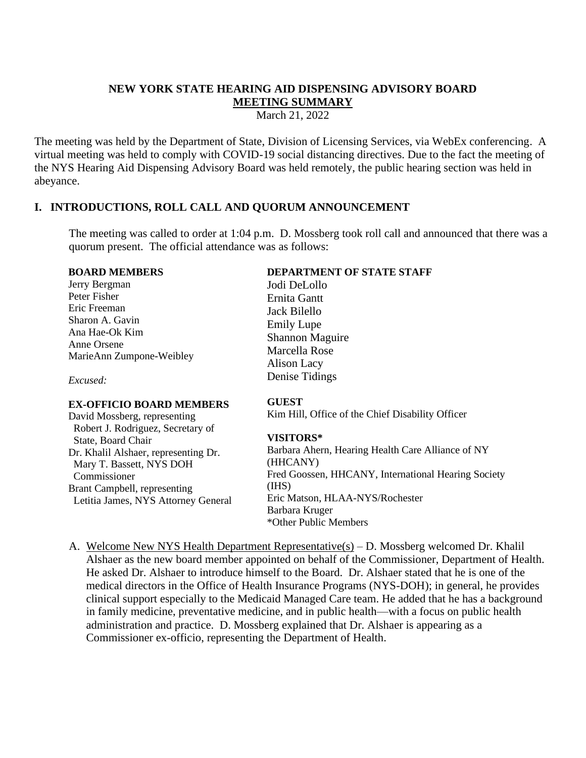# NEW YORK STATE HEARING AID DISPENSING ADVISORY BOARD

## MEETING SUMMARY

March 21, 2022

The meeting was held by the Department of State, Division of Licensing Services, via WebEx conferencing. A virtual meeting was held to comply with COVID-19 social distancing directives. Due to the fact the meeting of the NYS Hearing Aid Dispensing Advisory Board was held remotely, the public hearing section was held in abeyance.

## I. INTRODUCTIONS, ROLL CALL AND QUORUM ANNOUNCEMENT

The meeting was called to order at 1:04 p.m. D. Mossberg took roll call and announced that there was a quorum present. The official attendance was as follows:

**BOARD MEMBERS**
Jerry Bergman
Peter Fisher
Eric Freeman
Sharon A. Gavin
Ana Hae-Ok Kim
Anne Orsene
MarieAnn Zumpone-Weibley

*Excused:*

**EX-OFFICIO BOARD MEMBERS**
David Mossberg, representing Robert J. Rodriguez, Secretary of State, Board Chair
Dr. Khalil Alshaer, representing Dr. Mary T. Bassett, NYS DOH Commissioner
Brant Campbell, representing Letitia James, NYS Attorney General

**DEPARTMENT OF STATE STAFF**
Jodi DeLollo
Ernita Gantt
Jack Bilello
Emily Lupe
Shannon Maguire
Marcella Rose
Alison Lacy
Denise Tidings

**GUEST**
Kim Hill, Office of the Chief Disability Officer

**VISITORS***
Barbara Ahern, Hearing Health Care Alliance of NY (HHCANY)
Fred Goossen, HHCANY, International Hearing Society (IHS)
Eric Matson, HLAA-NYS/Rochester
Barbara Kruger
*Other Public Members

A. Welcome New NYS Health Department Representative(s) – D. Mossberg welcomed Dr. Khalil Alshaer as the new board member appointed on behalf of the Commissioner, Department of Health. He asked Dr. Alshaer to introduce himself to the Board. Dr. Alshaer stated that he is one of the medical directors in the Office of Health Insurance Programs (NYS-DOH); in general, he provides clinical support especially to the Medicaid Managed Care team. He added that he has a background in family medicine, preventative medicine, and in public health—with a focus on public health administration and practice. D. Mossberg explained that Dr. Alshaer is appearing as a Commissioner ex-officio, representing the Department of Health.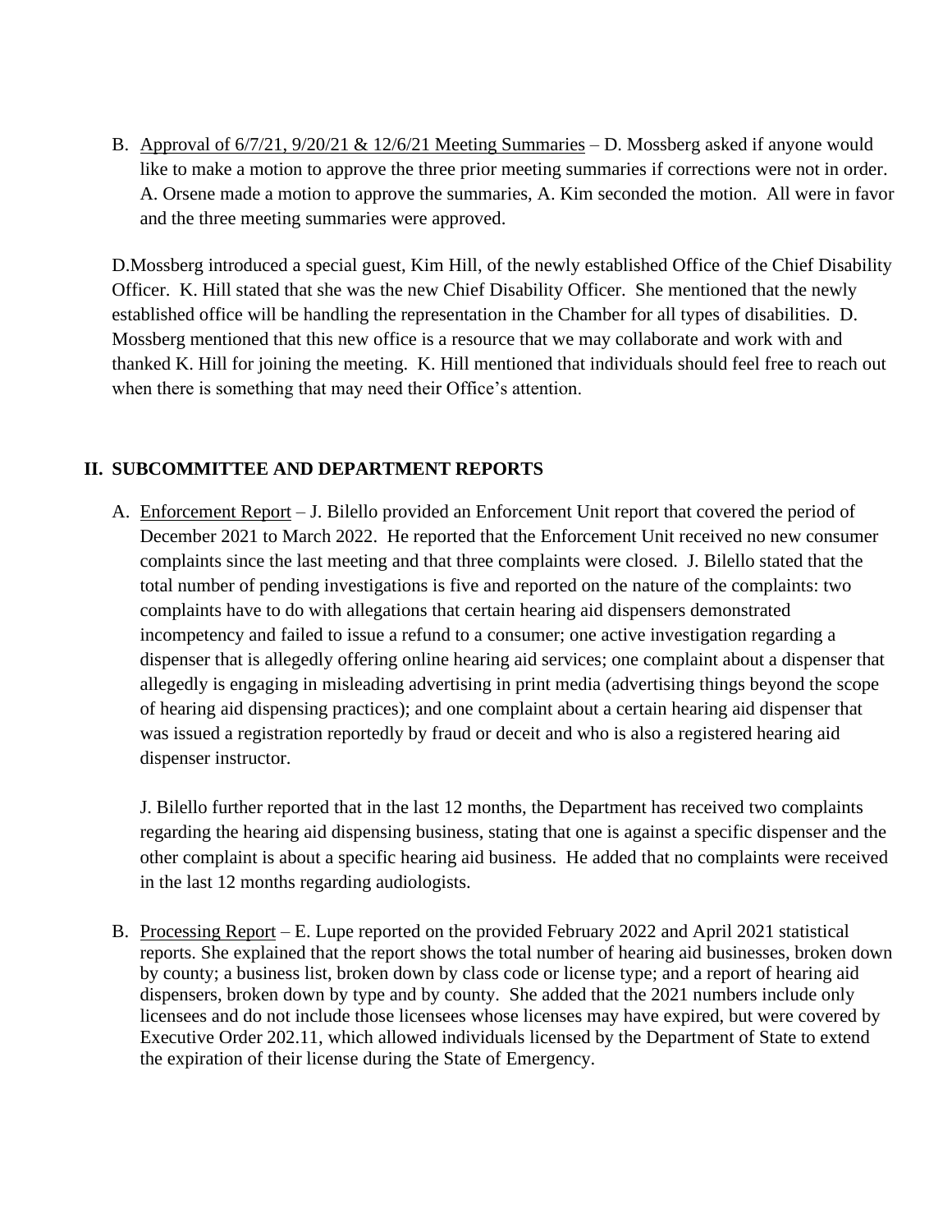B. <u>Approval of 6/7/21, 9/20/21 & 12/6/21 Meeting Summaries</u> – D. Mossberg asked if anyone would like to make a motion to approve the three prior meeting summaries if corrections were not in order. A. Orsene made a motion to approve the summaries, A. Kim seconded the motion. All were in favor and the three meeting summaries were approved.

D.Mossberg introduced a special guest, Kim Hill, of the newly established Office of the Chief Disability Officer. K. Hill stated that she was the new Chief Disability Officer. She mentioned that the newly established office will be handling the representation in the Chamber for all types of disabilities. D. Mossberg mentioned that this new office is a resource that we may collaborate and work with and thanked K. Hill for joining the meeting. K. Hill mentioned that individuals should feel free to reach out when there is something that may need their Office's attention.

## II. SUBCOMMITTEE AND DEPARTMENT REPORTS

A. <u>Enforcement Report</u> – J. Bilello provided an Enforcement Unit report that covered the period of December 2021 to March 2022. He reported that the Enforcement Unit received no new consumer complaints since the last meeting and that three complaints were closed. J. Bilello stated that the total number of pending investigations is five and reported on the nature of the complaints: two complaints have to do with allegations that certain hearing aid dispensers demonstrated incompetency and failed to issue a refund to a consumer; one active investigation regarding a dispenser that is allegedly offering online hearing aid services; one complaint about a dispenser that allegedly is engaging in misleading advertising in print media (advertising things beyond the scope of hearing aid dispensing practices); and one complaint about a certain hearing aid dispenser that was issued a registration reportedly by fraud or deceit and who is also a registered hearing aid dispenser instructor.

J. Bilello further reported that in the last 12 months, the Department has received two complaints regarding the hearing aid dispensing business, stating that one is against a specific dispenser and the other complaint is about a specific hearing aid business. He added that no complaints were received in the last 12 months regarding audiologists.

B. <u>Processing Report</u> – E. Lupe reported on the provided February 2022 and April 2021 statistical reports. She explained that the report shows the total number of hearing aid businesses, broken down by county; a business list, broken down by class code or license type; and a report of hearing aid dispensers, broken down by type and by county. She added that the 2021 numbers include only licensees and do not include those licensees whose licenses may have expired, but were covered by Executive Order 202.11, which allowed individuals licensed by the Department of State to extend the expiration of their license during the State of Emergency.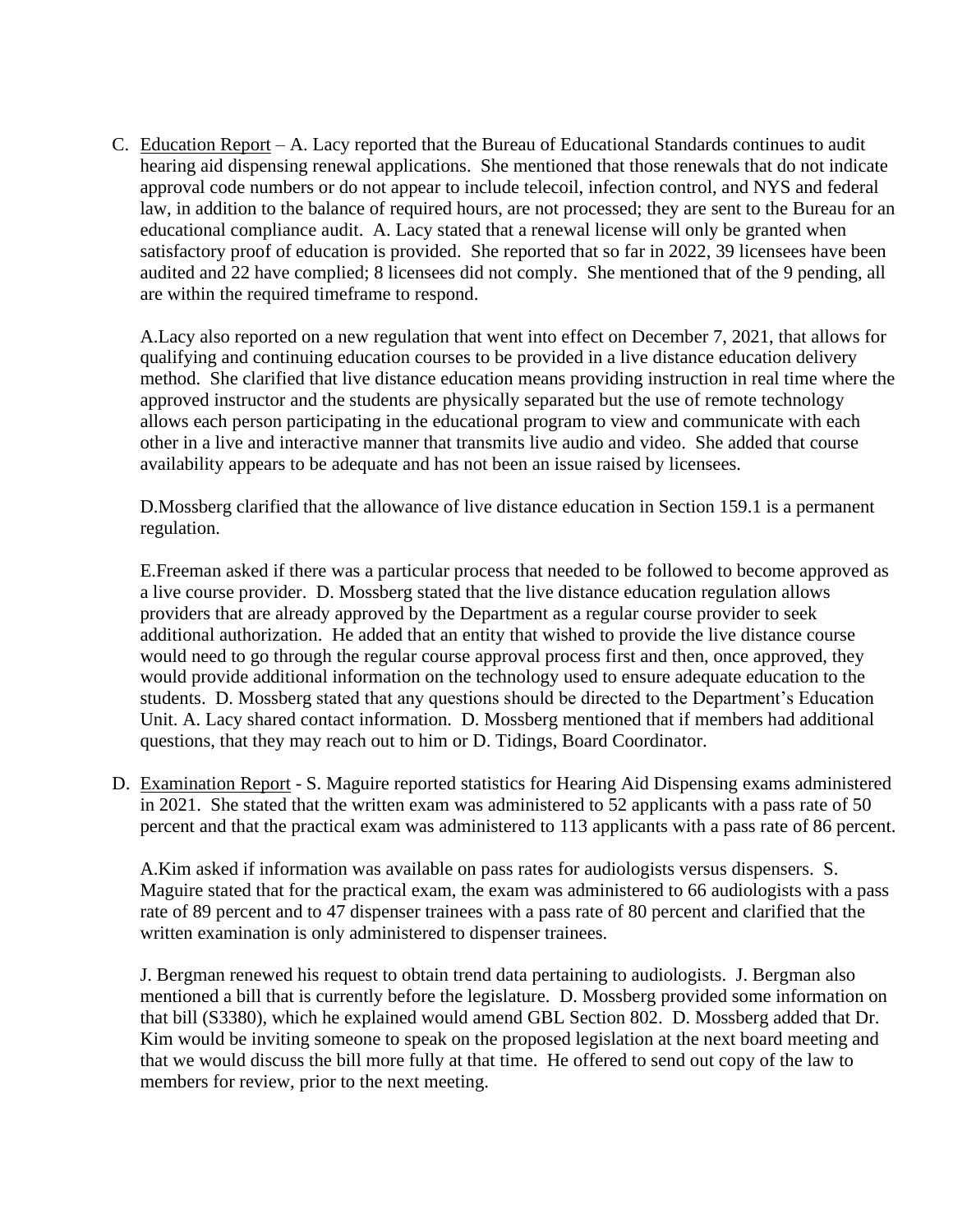C. <u>Education Report</u> – A. Lacy reported that the Bureau of Educational Standards continues to audit hearing aid dispensing renewal applications. She mentioned that those renewals that do not indicate approval code numbers or do not appear to include telecoil, infection control, and NYS and federal law, in addition to the balance of required hours, are not processed; they are sent to the Bureau for an educational compliance audit. A. Lacy stated that a renewal license will only be granted when satisfactory proof of education is provided. She reported that so far in 2022, 39 licensees have been audited and 22 have complied; 8 licensees did not comply. She mentioned that of the 9 pending, all are within the required timeframe to respond.

   A.Lacy also reported on a new regulation that went into effect on December 7, 2021, that allows for qualifying and continuing education courses to be provided in a live distance education delivery method. She clarified that live distance education means providing instruction in real time where the approved instructor and the students are physically separated but the use of remote technology allows each person participating in the educational program to view and communicate with each other in a live and interactive manner that transmits live audio and video. She added that course availability appears to be adequate and has not been an issue raised by licensees.

   D.Mossberg clarified that the allowance of live distance education in Section 159.1 is a permanent regulation.

   E.Freeman asked if there was a particular process that needed to be followed to become approved as a live course provider. D. Mossberg stated that the live distance education regulation allows providers that are already approved by the Department as a regular course provider to seek additional authorization. He added that an entity that wished to provide the live distance course would need to go through the regular course approval process first and then, once approved, they would provide additional information on the technology used to ensure adequate education to the students. D. Mossberg stated that any questions should be directed to the Department's Education Unit. A. Lacy shared contact information. D. Mossberg mentioned that if members had additional questions, that they may reach out to him or D. Tidings, Board Coordinator.

D. <u>Examination Report</u> - S. Maguire reported statistics for Hearing Aid Dispensing exams administered in 2021. She stated that the written exam was administered to 52 applicants with a pass rate of 50 percent and that the practical exam was administered to 113 applicants with a pass rate of 86 percent.

   A.Kim asked if information was available on pass rates for audiologists versus dispensers. S. Maguire stated that for the practical exam, the exam was administered to 66 audiologists with a pass rate of 89 percent and to 47 dispenser trainees with a pass rate of 80 percent and clarified that the written examination is only administered to dispenser trainees.

   J. Bergman renewed his request to obtain trend data pertaining to audiologists. J. Bergman also mentioned a bill that is currently before the legislature. D. Mossberg provided some information on that bill (S3380), which he explained would amend GBL Section 802. D. Mossberg added that Dr. Kim would be inviting someone to speak on the proposed legislation at the next board meeting and that we would discuss the bill more fully at that time. He offered to send out copy of the law to members for review, prior to the next meeting.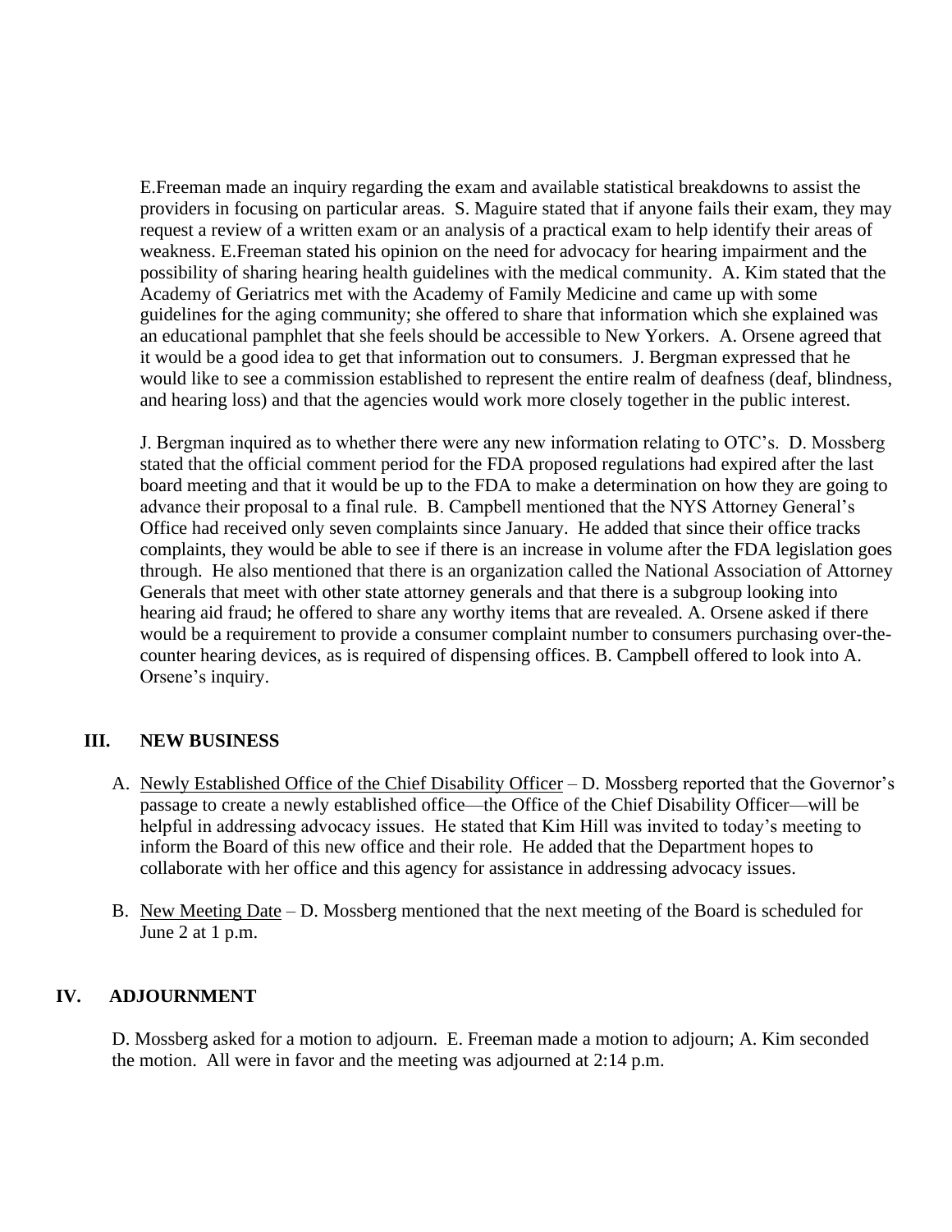E.Freeman made an inquiry regarding the exam and available statistical breakdowns to assist the providers in focusing on particular areas. S. Maguire stated that if anyone fails their exam, they may request a review of a written exam or an analysis of a practical exam to help identify their areas of weakness. E.Freeman stated his opinion on the need for advocacy for hearing impairment and the possibility of sharing hearing health guidelines with the medical community. A. Kim stated that the Academy of Geriatrics met with the Academy of Family Medicine and came up with some guidelines for the aging community; she offered to share that information which she explained was an educational pamphlet that she feels should be accessible to New Yorkers. A. Orsene agreed that it would be a good idea to get that information out to consumers. J. Bergman expressed that he would like to see a commission established to represent the entire realm of deafness (deaf, blindness, and hearing loss) and that the agencies would work more closely together in the public interest.

J. Bergman inquired as to whether there were any new information relating to OTC's. D. Mossberg stated that the official comment period for the FDA proposed regulations had expired after the last board meeting and that it would be up to the FDA to make a determination on how they are going to advance their proposal to a final rule. B. Campbell mentioned that the NYS Attorney General's Office had received only seven complaints since January. He added that since their office tracks complaints, they would be able to see if there is an increase in volume after the FDA legislation goes through. He also mentioned that there is an organization called the National Association of Attorney Generals that meet with other state attorney generals and that there is a subgroup looking into hearing aid fraud; he offered to share any worthy items that are revealed. A. Orsene asked if there would be a requirement to provide a consumer complaint number to consumers purchasing over-the-counter hearing devices, as is required of dispensing offices. B. Campbell offered to look into A. Orsene's inquiry.

## III. NEW BUSINESS

A. Newly Established Office of the Chief Disability Officer – D. Mossberg reported that the Governor's passage to create a newly established office—the Office of the Chief Disability Officer—will be helpful in addressing advocacy issues. He stated that Kim Hill was invited to today's meeting to inform the Board of this new office and their role. He added that the Department hopes to collaborate with her office and this agency for assistance in addressing advocacy issues.

B. New Meeting Date – D. Mossberg mentioned that the next meeting of the Board is scheduled for June 2 at 1 p.m.

## IV. ADJOURNMENT

D. Mossberg asked for a motion to adjourn. E. Freeman made a motion to adjourn; A. Kim seconded the motion. All were in favor and the meeting was adjourned at 2:14 p.m.